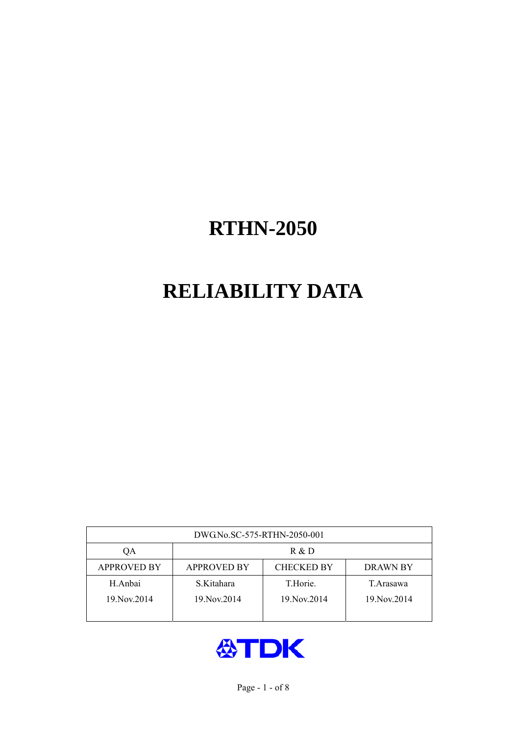# RTHN-2050

# RELIABILITY DATA

| DWG.No.SC-575-RTHN-2050-001 | | | |
|---|---|---|---|
| QA | R & D | | |
| APPROVED BY | APPROVED BY | CHECKED BY | DRAWN BY |
| H.Anbai<br>19.Nov.2014 | S.Kitahara<br>19.Nov.2014 | T.Horie.<br>19.Nov.2014 | T.Arasawa<br>19.Nov.2014 |

TDK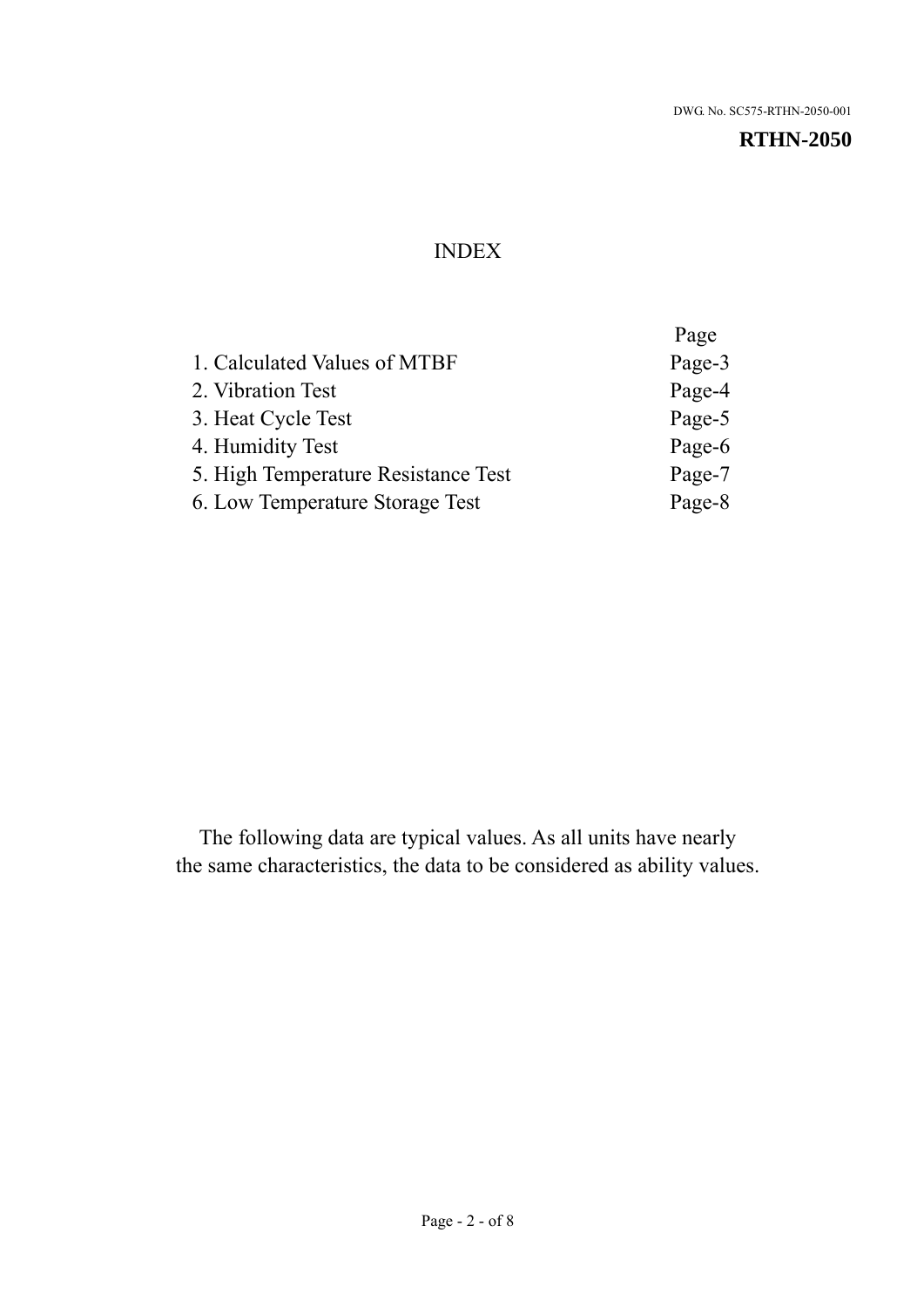DWG. No. SC575-RTHN-2050-001

**RTHN-2050**

# INDEX

| | Page |
|---|---|
| 1. Calculated Values of MTBF | Page-3 |
| 2. Vibration Test | Page-4 |
| 3. Heat Cycle Test | Page-5 |
| 4. Humidity Test | Page-6 |
| 5. High Temperature Resistance Test | Page-7 |
| 6. Low Temperature Storage Test | Page-8 |

The following data are typical values. As all units have nearly the same characteristics, the data to be considered as ability values.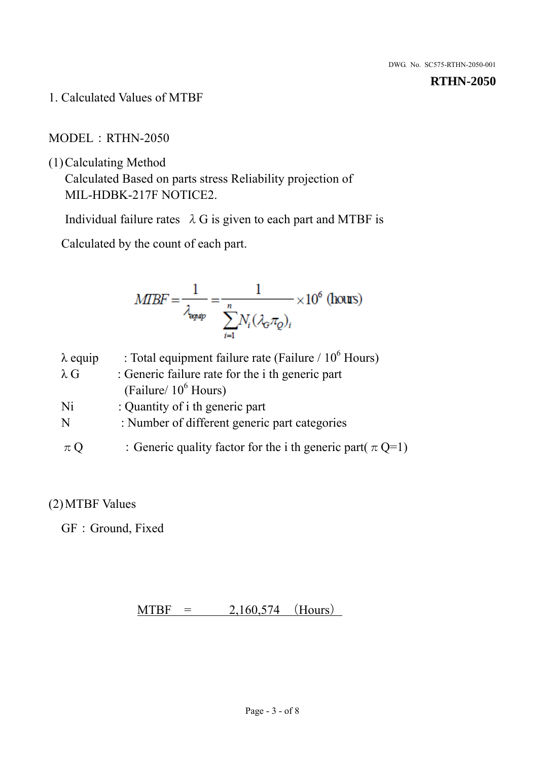**RTHN-2050**

1. Calculated Values of MTBF

MODEL：RTHN-2050

(1) Calculating Method

Calculated Based on parts stress Reliability projection of MIL-HDBK-217F NOTICE2.

Individual failure rates $\lambda G$ is given to each part and MTBF is

Calculated by the count of each part.

$$MTBF = \frac{1}{\lambda_{equip}} = \frac{1}{\sum_{i=1}^{n} N_i (\lambda_G \pi_Q)_i} \times 10^6 \text{ (hours)}$$

$\lambda$ equip : Total equipment failure rate (Failure / $10^6$ Hours)

$\lambda$ G : Generic failure rate for the i th generic part (Failure/ $10^6$ Hours)

Ni : Quantity of i th generic part

N : Number of different generic part categories

$\pi$ Q ：Generic quality factor for the i th generic part( $\pi$ Q=1)

(2) MTBF Values

GF：Ground, Fixed

MTBF = 2,160,574 (Hours)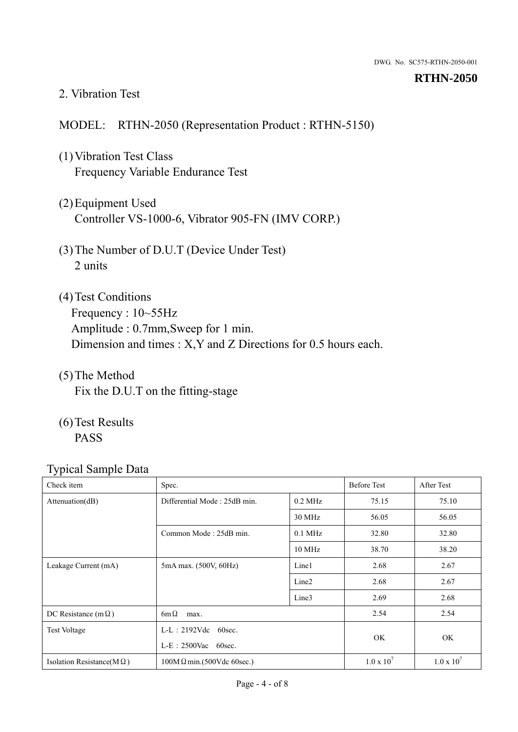DWG. No. SC575-RTHN-2050-001

**RTHN-2050**

## 2. Vibration Test

MODEL: RTHN-2050 (Representation Product : RTHN-5150)

(1) Vibration Test Class
Frequency Variable Endurance Test

(2) Equipment Used
Controller VS-1000-6, Vibrator 905-FN (IMV CORP.)

(3) The Number of D.U.T (Device Under Test)
2 units

(4) Test Conditions
Frequency : 10~55Hz
Amplitude : 0.7mm,Sweep for 1 min.
Dimension and times : X,Y and Z Directions for 0.5 hours each.

(5) The Method
Fix the D.U.T on the fitting-stage

(6) Test Results
PASS

Typical Sample Data

| Check item | Spec. | | Before Test | After Test |
|---|---|---|---|---|
| Attenuation(dB) | Differential Mode : 25dB min. | 0.2 MHz | 75.15 | 75.10 |
| | | 30 MHz | 56.05 | 56.05 |
| | Common Mode : 25dB min. | 0.1 MHz | 32.80 | 32.80 |
| | | 10 MHz | 38.70 | 38.20 |
| Leakage Current (mA) | 5mA max. (500V, 60Hz) | Line1 | 2.68 | 2.67 |
| | | Line2 | 2.68 | 2.67 |
| | | Line3 | 2.69 | 2.68 |
| DC Resistance (mΩ) | 6mΩ max. | | 2.54 | 2.54 |
| Test Voltage | L-L：2192Vdc 60sec.<br>L-E：2500Vac 60sec. | | OK | OK |
| Isolation Resistance(MΩ) | 100MΩmin.(500Vdc 60sec.) | | $1.0 \times 10^7$ | $1.0 \times 10^7$ |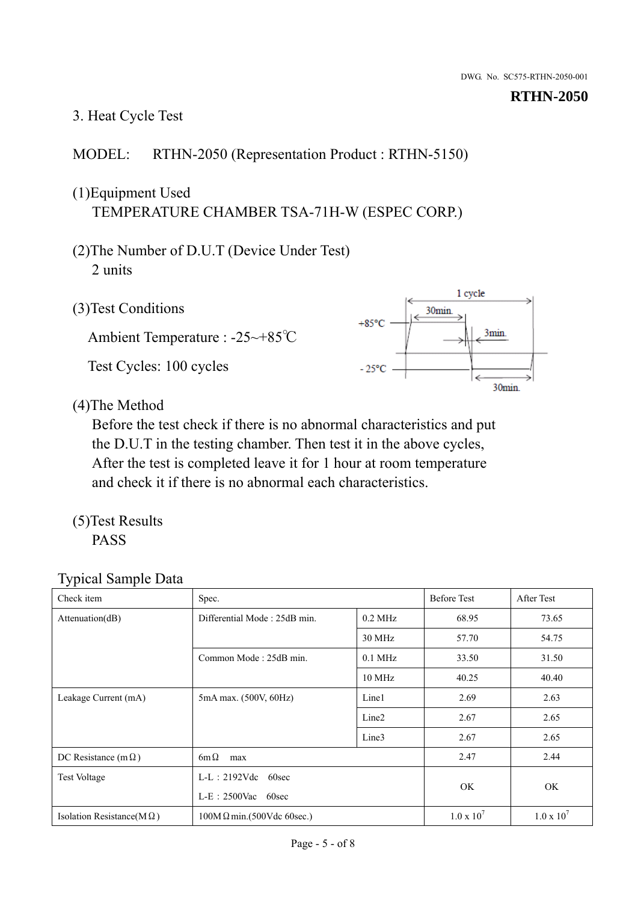**RTHN-2050**

DWG. No. SC575-RTHN-2050-001

3. Heat Cycle Test

MODEL: RTHN-2050 (Representation Product : RTHN-5150)

(1)Equipment Used

TEMPERATURE CHAMBER TSA-71H-W (ESPEC CORP.)

(2)The Number of D.U.T (Device Under Test)

2 units

(3)Test Conditions

Ambient Temperature : -25~+85℃

Test Cycles: 100 cycles

1 cycle: +85°C 30min. → 3min. → -25°C 30min.

(4)The Method

Before the test check if there is no abnormal characteristics and put the D.U.T in the testing chamber. Then test it in the above cycles, After the test is completed leave it for 1 hour at room temperature and check it if there is no abnormal each characteristics.

(5)Test Results

PASS

Typical Sample Data

| Check item | Spec. | | Before Test | After Test |
|---|---|---|---|---|
| Attenuation(dB) | Differential Mode : 25dB min. | 0.2 MHz | 68.95 | 73.65 |
| | | 30 MHz | 57.70 | 54.75 |
| | Common Mode : 25dB min. | 0.1 MHz | 33.50 | 31.50 |
| | | 10 MHz | 40.25 | 40.40 |
| Leakage Current (mA) | 5mA max. (500V, 60Hz) | Line1 | 2.69 | 2.63 |
| | | Line2 | 2.67 | 2.65 |
| | | Line3 | 2.67 | 2.65 |
| DC Resistance (mΩ) | 6mΩ max | | 2.47 | 2.44 |
| Test Voltage | L-L : 2192Vdc 60sec<br>L-E : 2500Vac 60sec | | OK | OK |
| Isolation Resistance(MΩ) | 100MΩ min.(500Vdc 60sec.) | | $1.0 \times 10^7$ | $1.0 \times 10^7$ |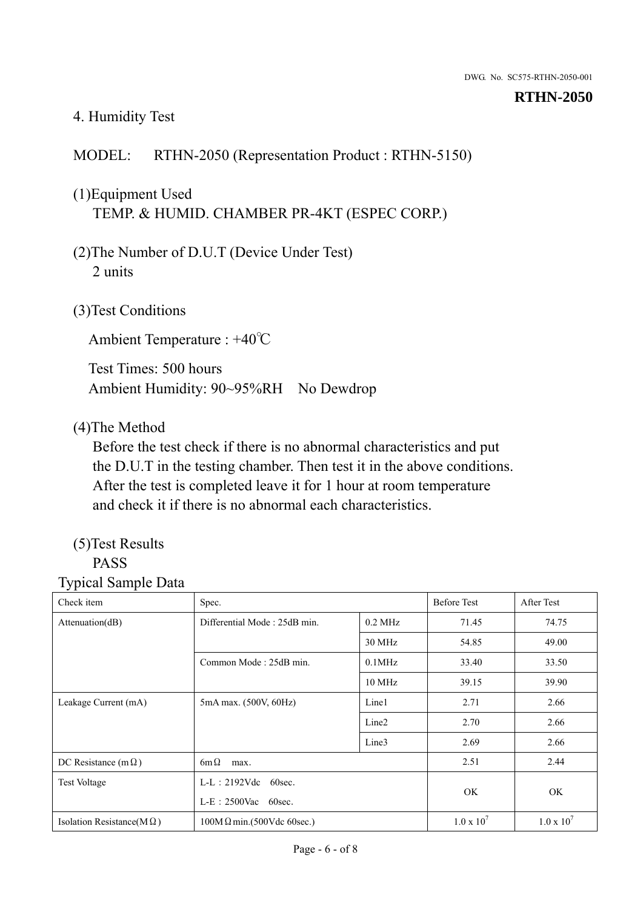## 4. Humidity Test

MODEL: RTHN-2050 (Representation Product : RTHN-5150)

(1)Equipment Used
TEMP. & HUMID. CHAMBER PR-4KT (ESPEC CORP.)

(2)The Number of D.U.T (Device Under Test)
2 units

(3)Test Conditions

Ambient Temperature : +40℃

Test Times: 500 hours
Ambient Humidity: 90~95%RH No Dewdrop

(4)The Method
Before the test check if there is no abnormal characteristics and put the D.U.T in the testing chamber. Then test it in the above conditions. After the test is completed leave it for 1 hour at room temperature and check it if there is no abnormal each characteristics.

(5)Test Results
PASS

Typical Sample Data

| Check item | Spec. | | Before Test | After Test |
|---|---|---|---|---|
| Attenuation(dB) | Differential Mode : 25dB min. | 0.2 MHz | 71.45 | 74.75 |
| | | 30 MHz | 54.85 | 49.00 |
| | Common Mode : 25dB min. | 0.1MHz | 33.40 | 33.50 |
| | | 10 MHz | 39.15 | 39.90 |
| Leakage Current (mA) | 5mA max. (500V, 60Hz) | Line1 | 2.71 | 2.66 |
| | | Line2 | 2.70 | 2.66 |
| | | Line3 | 2.69 | 2.66 |
| DC Resistance (mΩ) | 6mΩ max. | | 2.51 | 2.44 |
| Test Voltage | L-L：2192Vdc 60sec.<br>L-E：2500Vac 60sec. | | OK | OK |
| Isolation Resistance(MΩ) | 100MΩmin.(500Vdc 60sec.) | | $1.0 \times 10^7$ | $1.0 \times 10^7$ |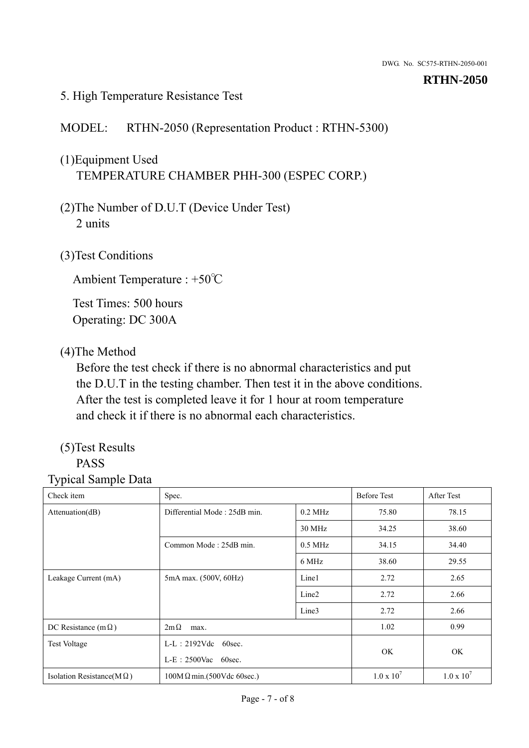## 5. High Temperature Resistance Test

MODEL: RTHN-2050 (Representation Product : RTHN-5300)

(1)Equipment Used
TEMPERATURE CHAMBER PHH-300 (ESPEC CORP.)

(2)The Number of D.U.T (Device Under Test)
2 units

(3)Test Conditions

Ambient Temperature : +50℃

Test Times: 500 hours
Operating: DC 300A

(4)The Method
Before the test check if there is no abnormal characteristics and put the D.U.T in the testing chamber. Then test it in the above conditions. After the test is completed leave it for 1 hour at room temperature and check it if there is no abnormal each characteristics.

(5)Test Results
PASS

Typical Sample Data

| Check item | Spec. | | Before Test | After Test |
|---|---|---|---|---|
| Attenuation(dB) | Differential Mode : 25dB min. | 0.2 MHz | 75.80 | 78.15 |
| | | 30 MHz | 34.25 | 38.60 |
| | Common Mode : 25dB min. | 0.5 MHz | 34.15 | 34.40 |
| | | 6 MHz | 38.60 | 29.55 |
| Leakage Current (mA) | 5mA max. (500V, 60Hz) | Line1 | 2.72 | 2.65 |
| | | Line2 | 2.72 | 2.66 |
| | | Line3 | 2.72 | 2.66 |
| DC Resistance (mΩ) | 2mΩ max. | | 1.02 | 0.99 |
| Test Voltage | L-L：2192Vdc 60sec.<br>L-E：2500Vac 60sec. | | OK | OK |
| Isolation Resistance(MΩ) | 100MΩmin.(500Vdc 60sec.) | | $1.0 \times 10^7$ | $1.0 \times 10^7$ |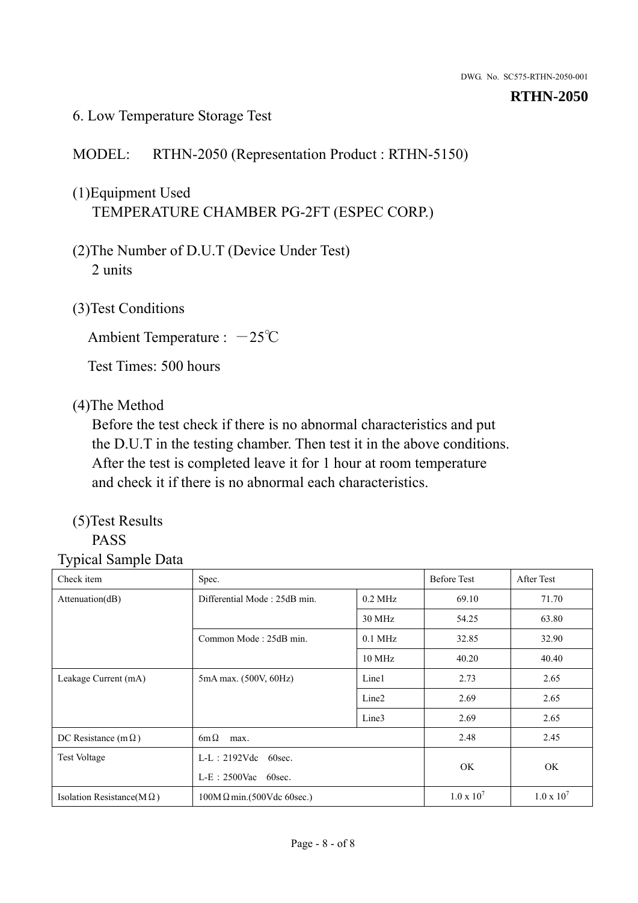DWG. No. SC575-RTHN-2050-001

**RTHN-2050**

## 6. Low Temperature Storage Test

MODEL: RTHN-2050 (Representation Product : RTHN-5150)

(1)Equipment Used
TEMPERATURE CHAMBER PG-2FT (ESPEC CORP.)

(2)The Number of D.U.T (Device Under Test)
2 units

(3)Test Conditions

Ambient Temperature : －25℃

Test Times: 500 hours

(4)The Method
Before the test check if there is no abnormal characteristics and put the D.U.T in the testing chamber. Then test it in the above conditions. After the test is completed leave it for 1 hour at room temperature and check it if there is no abnormal each characteristics.

(5)Test Results
PASS

Typical Sample Data

| Check item | Spec. | | Before Test | After Test |
|---|---|---|---|---|
| Attenuation(dB) | Differential Mode : 25dB min. | 0.2 MHz | 69.10 | 71.70 |
| | | 30 MHz | 54.25 | 63.80 |
| | Common Mode : 25dB min. | 0.1 MHz | 32.85 | 32.90 |
| | | 10 MHz | 40.20 | 40.40 |
| Leakage Current (mA) | 5mA max. (500V, 60Hz) | Line1 | 2.73 | 2.65 |
| | | Line2 | 2.69 | 2.65 |
| | | Line3 | 2.69 | 2.65 |
| DC Resistance (mΩ) | 6mΩ max. | | 2.48 | 2.45 |
| Test Voltage | L-L：2192Vdc 60sec. L-E：2500Vac 60sec. | | OK | OK |
| Isolation Resistance(MΩ) | 100MΩmin.(500Vdc 60sec.) | | $1.0 \times 10^7$ | $1.0 \times 10^7$ |